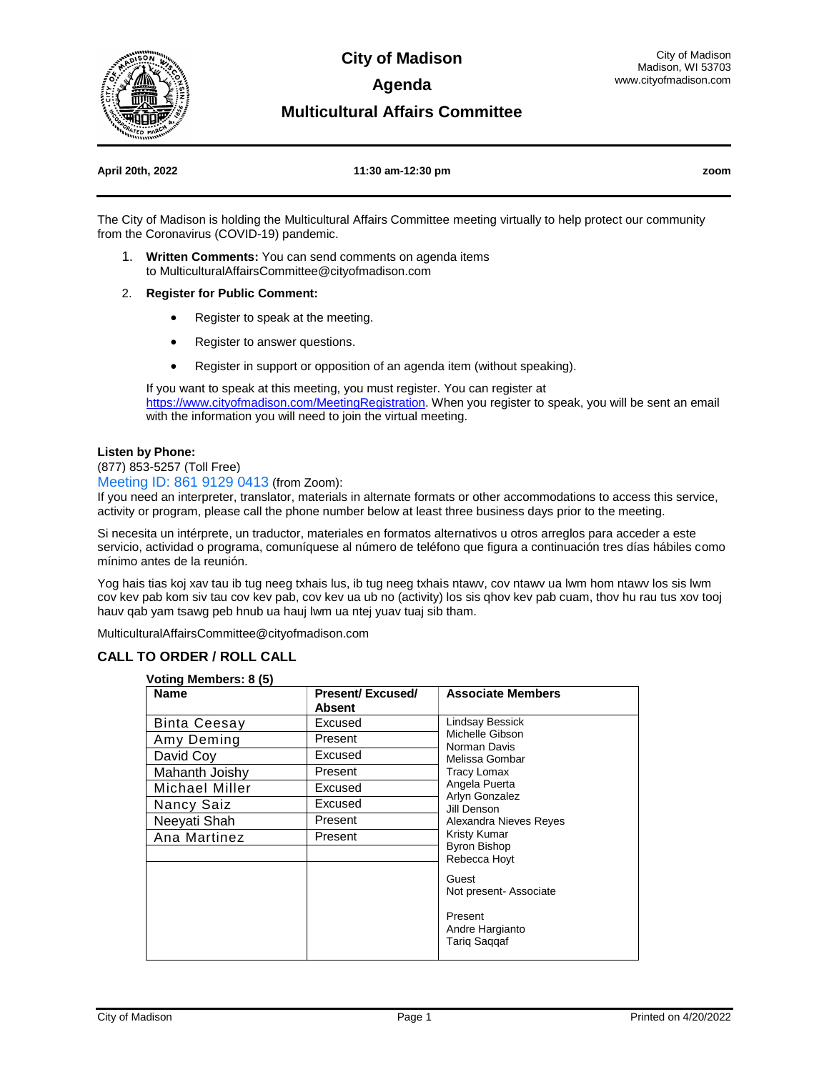# City of Madison

## Agenda

## Multicultural Affairs Committee

City of Madison
Madison, WI 53703
www.cityofmadison.com

**April 20th, 2022** | **11:30 am-12:30 pm** | **zoom**

The City of Madison is holding the Multicultural Affairs Committee meeting virtually to help protect our community from the Coronavirus (COVID-19) pandemic.

1. **Written Comments:** You can send comments on agenda items to MulticulturalAffairsCommittee@cityofmadison.com
2. **Register for Public Comment:**
   - Register to speak at the meeting.
   - Register to answer questions.
   - Register in support or opposition of an agenda item (without speaking).

   If you want to speak at this meeting, you must register. You can register at https://www.cityofmadison.com/MeetingRegistration. When you register to speak, you will be sent an email with the information you will need to join the virtual meeting.

**Listen by Phone:**
(877) 853-5257 (Toll Free)
Meeting ID: 861 9129 0413 (from Zoom):
If you need an interpreter, translator, materials in alternate formats or other accommodations to access this service, activity or program, please call the phone number below at least three business days prior to the meeting.

Si necesita un intérprete, un traductor, materiales en formatos alternativos u otros arreglos para acceder a este servicio, actividad o programa, comuníquese al número de teléfono que figura a continuación tres días hábiles como mínimo antes de la reunión.

Yog hais tias koj xav tau ib tug neeg txhais lus, ib tug neeg txhais ntawv, cov ntawv ua lwm hom ntawv los sis lwm cov kev pab kom siv tau cov kev pab, cov kev ua ub no (activity) los sis qhov kev pab cuam, thov hu rau tus xov tooj hauv qab yam tsawg peb hnub ua hauj lwm ua ntej yuav tuaj sib tham.

MulticulturalAffairsCommittee@cityofmadison.com

### CALL TO ORDER / ROLL CALL

**Voting Members: 8 (5)**

| Name | Present/ Excused/ Absent | Associate Members |
|---|---|---|
| Binta Ceesay | Excused | Lindsay Bessick<br>Michelle Gibson<br>Norman Davis<br>Melissa Gombar<br>Tracy Lomax<br>Angela Puerta<br>Arlyn Gonzalez<br>Jill Denson<br>Alexandra Nieves Reyes<br>Kristy Kumar<br>Byron Bishop<br>Rebecca Hoyt |
| Amy Deming | Present | |
| David Coy | Excused | |
| Mahanth Joishy | Present | |
| Michael Miller | Excused | |
| Nancy Saiz | Excused | |
| Neeyati Shah | Present | |
| Ana Martinez | Present | |
| | | |
| | | Guest<br>Not present- Associate<br><br>Present<br>Andre Hargianto<br>Tariq Saqqaf |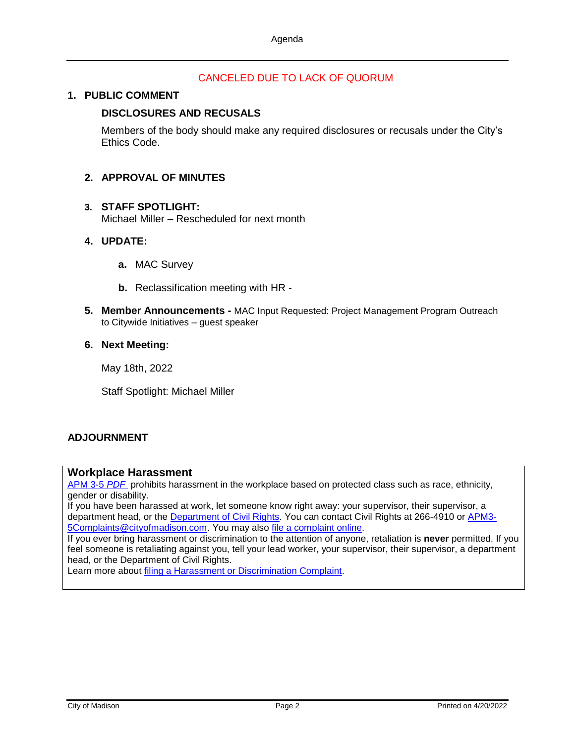CANCELED DUE TO LACK OF QUORUM

## 1. PUBLIC COMMENT

### DISCLOSURES AND RECUSALS

Members of the body should make any required disclosures or recusals under the City's Ethics Code.

## 2. APPROVAL OF MINUTES

## 3. STAFF SPOTLIGHT:

Michael Miller – Rescheduled for next month

## 4. UPDATE:

- **a.** MAC Survey
- **b.** Reclassification meeting with HR -

## 5. Member Announcements - MAC Input Requested: Project Management Program Outreach to Citywide Initiatives – guest speaker

## 6. Next Meeting:

May 18th, 2022

Staff Spotlight: Michael Miller

## ADJOURNMENT

### Workplace Harassment

APM 3-5 *PDF* prohibits harassment in the workplace based on protected class such as race, ethnicity, gender or disability.

If you have been harassed at work, let someone know right away: your supervisor, their supervisor, a department head, or the Department of Civil Rights. You can contact Civil Rights at 266-4910 or APM3-5Complaints@cityofmadison.com. You may also file a complaint online.

If you ever bring harassment or discrimination to the attention of anyone, retaliation is **never** permitted. If you feel someone is retaliating against you, tell your lead worker, your supervisor, their supervisor, a department head, or the Department of Civil Rights.

Learn more about filing a Harassment or Discrimination Complaint.